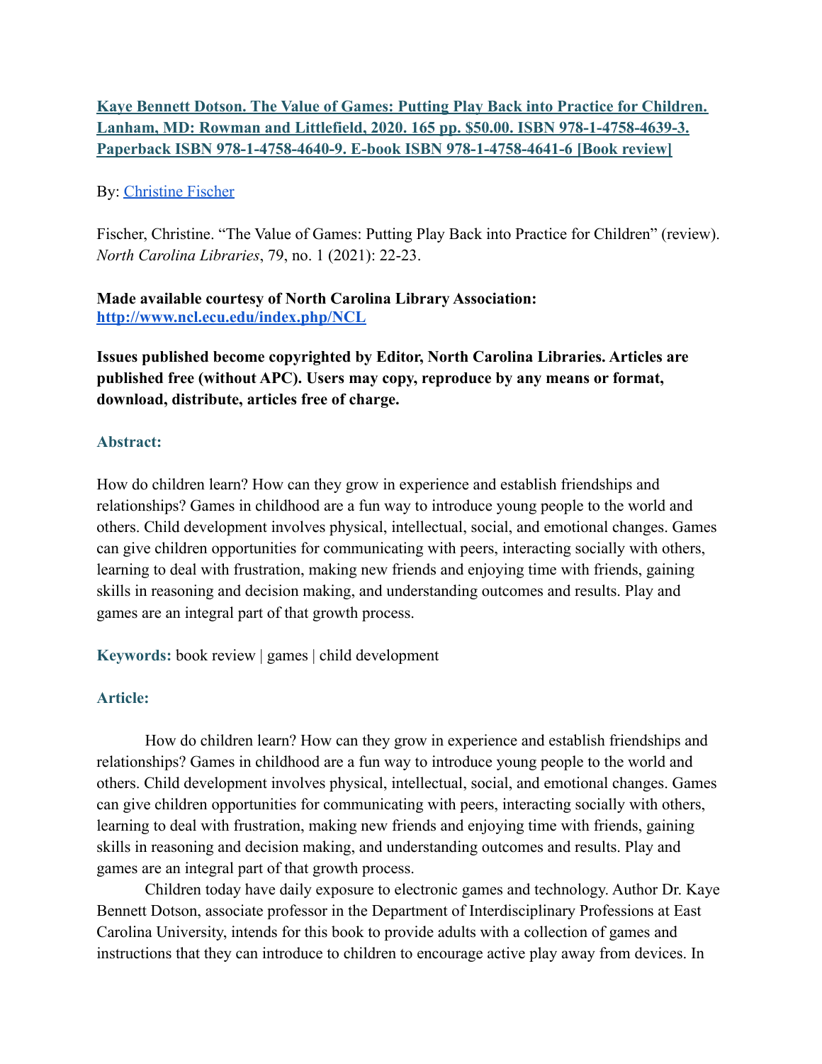# [Kaye Bennett Dotson. The Value of Games: Putting Play Back into Practice for Children. Lanham, MD: Rowman and Littlefield, 2020. 165 pp. $50.00. ISBN 978-1-4758-4639-3. Paperback ISBN 978-1-4758-4640-9. E-book ISBN 978-1-4758-4641-6 [Book review]]

By: Christine Fischer

Fischer, Christine. "The Value of Games: Putting Play Back into Practice for Children" (review). *North Carolina Libraries*, 79, no. 1 (2021): 22-23.

**Made available courtesy of North Carolina Library Association: http://www.ncl.ecu.edu/index.php/NCL**

**Issues published become copyrighted by Editor, North Carolina Libraries. Articles are published free (without APC). Users may copy, reproduce by any means or format, download, distribute, articles free of charge.**

## Abstract:

How do children learn? How can they grow in experience and establish friendships and relationships? Games in childhood are a fun way to introduce young people to the world and others. Child development involves physical, intellectual, social, and emotional changes. Games can give children opportunities for communicating with peers, interacting socially with others, learning to deal with frustration, making new friends and enjoying time with friends, gaining skills in reasoning and decision making, and understanding outcomes and results. Play and games are an integral part of that growth process.

**Keywords:** book review | games | child development

## Article:

How do children learn? How can they grow in experience and establish friendships and relationships? Games in childhood are a fun way to introduce young people to the world and others. Child development involves physical, intellectual, social, and emotional changes. Games can give children opportunities for communicating with peers, interacting socially with others, learning to deal with frustration, making new friends and enjoying time with friends, gaining skills in reasoning and decision making, and understanding outcomes and results. Play and games are an integral part of that growth process.

Children today have daily exposure to electronic games and technology. Author Dr. Kaye Bennett Dotson, associate professor in the Department of Interdisciplinary Professions at East Carolina University, intends for this book to provide adults with a collection of games and instructions that they can introduce to children to encourage active play away from devices. In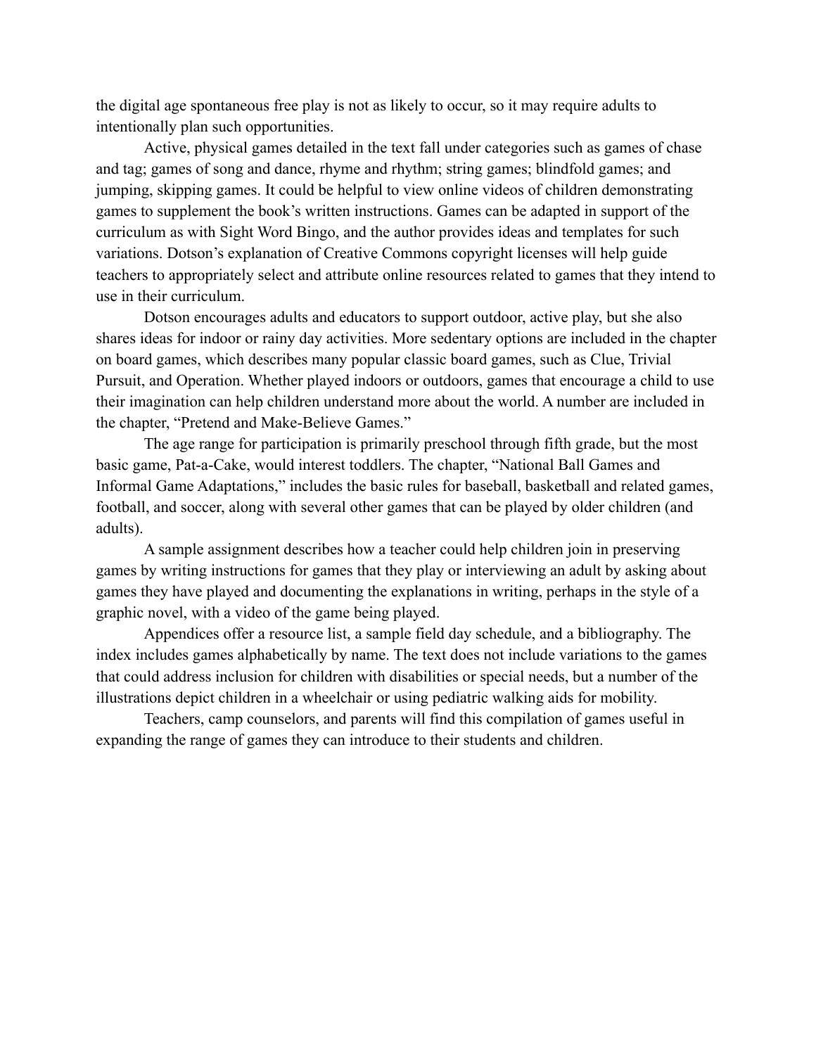the digital age spontaneous free play is not as likely to occur, so it may require adults to intentionally plan such opportunities.

Active, physical games detailed in the text fall under categories such as games of chase and tag; games of song and dance, rhyme and rhythm; string games; blindfold games; and jumping, skipping games. It could be helpful to view online videos of children demonstrating games to supplement the book's written instructions. Games can be adapted in support of the curriculum as with Sight Word Bingo, and the author provides ideas and templates for such variations. Dotson's explanation of Creative Commons copyright licenses will help guide teachers to appropriately select and attribute online resources related to games that they intend to use in their curriculum.

Dotson encourages adults and educators to support outdoor, active play, but she also shares ideas for indoor or rainy day activities. More sedentary options are included in the chapter on board games, which describes many popular classic board games, such as Clue, Trivial Pursuit, and Operation. Whether played indoors or outdoors, games that encourage a child to use their imagination can help children understand more about the world. A number are included in the chapter, "Pretend and Make-Believe Games."

The age range for participation is primarily preschool through fifth grade, but the most basic game, Pat-a-Cake, would interest toddlers. The chapter, "National Ball Games and Informal Game Adaptations," includes the basic rules for baseball, basketball and related games, football, and soccer, along with several other games that can be played by older children (and adults).

A sample assignment describes how a teacher could help children join in preserving games by writing instructions for games that they play or interviewing an adult by asking about games they have played and documenting the explanations in writing, perhaps in the style of a graphic novel, with a video of the game being played.

Appendices offer a resource list, a sample field day schedule, and a bibliography. The index includes games alphabetically by name. The text does not include variations to the games that could address inclusion for children with disabilities or special needs, but a number of the illustrations depict children in a wheelchair or using pediatric walking aids for mobility.

Teachers, camp counselors, and parents will find this compilation of games useful in expanding the range of games they can introduce to their students and children.